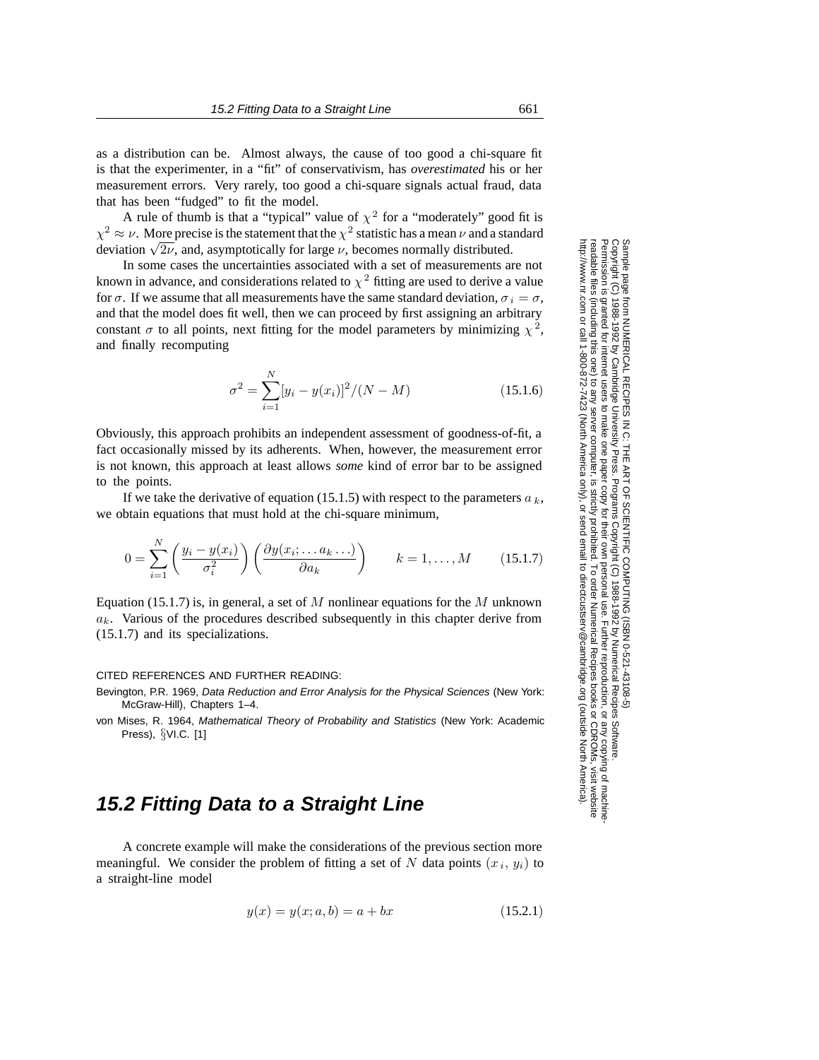as a distribution can be. Almost always, the cause of too good a chi-square fit is that the experimenter, in a "fit" of conservativism, has *overestimated* his or her measurement errors. Very rarely, too good a chi-square signals actual fraud, data that has been "fudged" to fit the model.

A rule of thumb is that a "typical" value of $\chi^2$ for a "moderately" good fit is $\chi^2 \approx \nu$. More precise is the statement that the $\chi^2$ statistic has a mean $\nu$ and a standard deviation $\sqrt{2\nu}$, and, asymptotically for large $\nu$, becomes normally distributed.

In some cases the uncertainties associated with a set of measurements are not known in advance, and considerations related to $\chi^2$ fitting are used to derive a value for $\sigma$. If we assume that all measurements have the same standard deviation, $\sigma_i = \sigma$, and that the model does fit well, then we can proceed by first assigning an arbitrary constant $\sigma$ to all points, next fitting for the model parameters by minimizing $\chi^2$, and finally recomputing

$$\sigma^2 = \sum_{i=1}^{N} [y_i - y(x_i)]^2/(N - M) \tag{15.1.6}$$

Obviously, this approach prohibits an independent assessment of goodness-of-fit, a fact occasionally missed by its adherents. When, however, the measurement error is not known, this approach at least allows *some* kind of error bar to be assigned to the points.

If we take the derivative of equation (15.1.5) with respect to the parameters $a_k$, we obtain equations that must hold at the chi-square minimum,

$$0 = \sum_{i=1}^{N} \left( \frac{y_i - y(x_i)}{\sigma_i^2} \right) \left( \frac{\partial y(x_i; \ldots a_k \ldots)}{\partial a_k} \right) \qquad k = 1, \ldots, M \tag{15.1.7}$$

Equation (15.1.7) is, in general, a set of $M$ nonlinear equations for the $M$ unknown $a_k$. Various of the procedures described subsequently in this chapter derive from (15.1.7) and its specializations.

CITED REFERENCES AND FURTHER READING:

Bevington, P.R. 1969, *Data Reduction and Error Analysis for the Physical Sciences* (New York: McGraw-Hill), Chapters 1–4.

von Mises, R. 1964, *Mathematical Theory of Probability and Statistics* (New York: Academic Press), §VI.C. [1]

## 15.2 Fitting Data to a Straight Line

A concrete example will make the considerations of the previous section more meaningful. We consider the problem of fitting a set of $N$ data points $(x_i, y_i)$ to a straight-line model

$$y(x) = y(x; a, b) = a + bx \tag{15.2.1}$$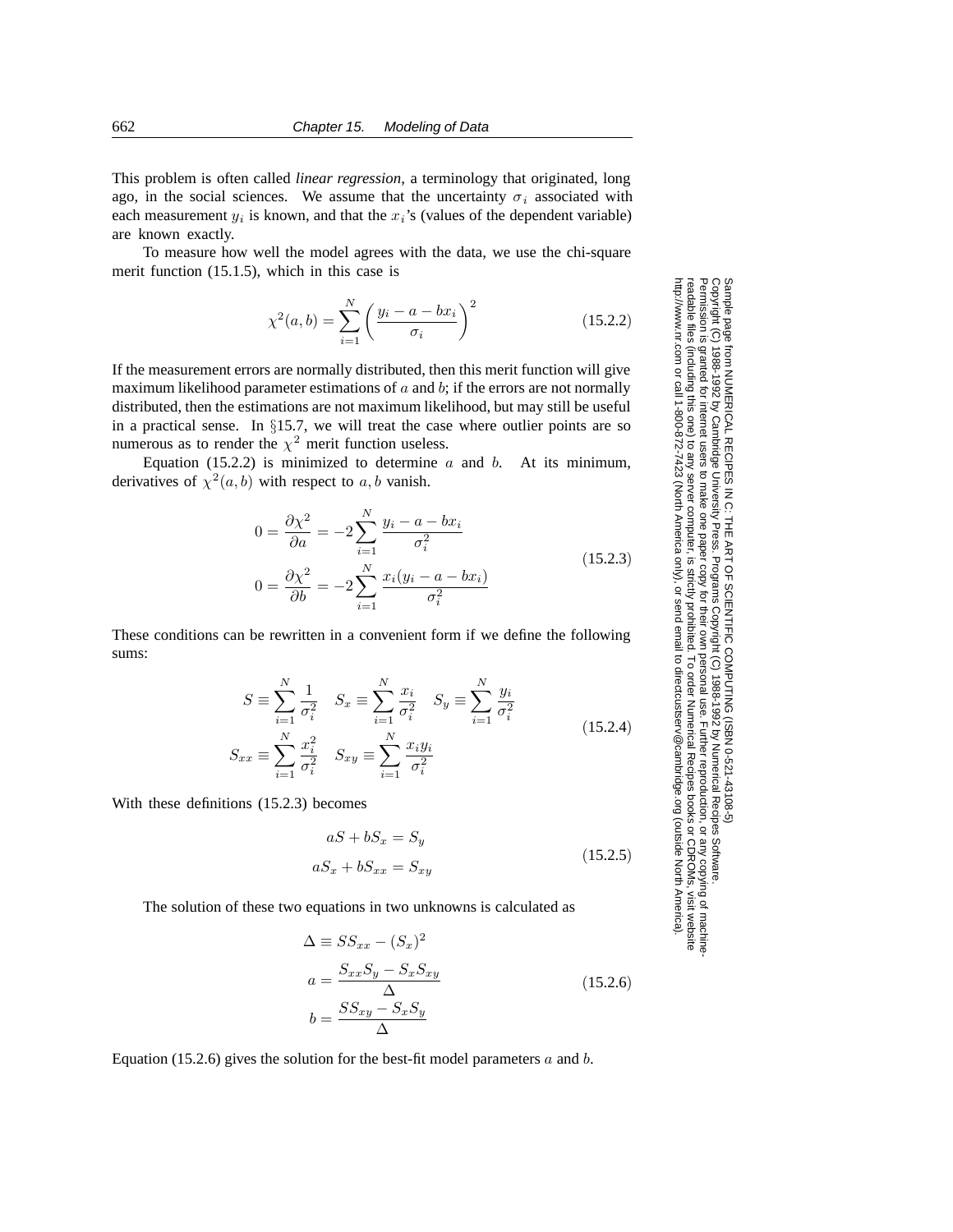This problem is often called *linear regression*, a terminology that originated, long ago, in the social sciences. We assume that the uncertainty $\sigma_i$ associated with each measurement $y_i$ is known, and that the $x_i$'s (values of the dependent variable) are known exactly.

To measure how well the model agrees with the data, we use the chi-square merit function (15.1.5), which in this case is

$$\chi^2(a, b) = \sum_{i=1}^{N} \left( \frac{y_i - a - bx_i}{\sigma_i} \right)^2 \tag{15.2.2}$$

If the measurement errors are normally distributed, then this merit function will give maximum likelihood parameter estimations of $a$ and $b$; if the errors are not normally distributed, then the estimations are not maximum likelihood, but may still be useful in a practical sense. In §15.7, we will treat the case where outlier points are so numerous as to render the $\chi^2$ merit function useless.

Equation (15.2.2) is minimized to determine $a$ and $b$. At its minimum, derivatives of $\chi^2(a, b)$ with respect to $a, b$ vanish.

$$\begin{aligned}
0 = \frac{\partial \chi^2}{\partial a} &= -2 \sum_{i=1}^{N} \frac{y_i - a - bx_i}{\sigma_i^2} \\
0 = \frac{\partial \chi^2}{\partial b} &= -2 \sum_{i=1}^{N} \frac{x_i(y_i - a - bx_i)}{\sigma_i^2}
\end{aligned} \tag{15.2.3}$$

These conditions can be rewritten in a convenient form if we define the following sums:

$$\begin{aligned}
S \equiv \sum_{i=1}^{N} \frac{1}{\sigma_i^2} \quad S_x \equiv \sum_{i=1}^{N} \frac{x_i}{\sigma_i^2} \quad S_y \equiv \sum_{i=1}^{N} \frac{y_i}{\sigma_i^2} \\
S_{xx} \equiv \sum_{i=1}^{N} \frac{x_i^2}{\sigma_i^2} \quad S_{xy} \equiv \sum_{i=1}^{N} \frac{x_i y_i}{\sigma_i^2}
\end{aligned} \tag{15.2.4}$$

With these definitions (15.2.3) becomes

$$\begin{aligned}
aS + bS_x &= S_y \\
aS_x + bS_{xx} &= S_{xy}
\end{aligned} \tag{15.2.5}$$

The solution of these two equations in two unknowns is calculated as

$$\begin{aligned}
\Delta &\equiv SS_{xx} - (S_x)^2 \\
a &= \frac{S_{xx}S_y - S_x S_{xy}}{\Delta} \\
b &= \frac{SS_{xy} - S_x S_y}{\Delta}
\end{aligned} \tag{15.2.6}$$

Equation (15.2.6) gives the solution for the best-fit model parameters $a$ and $b$.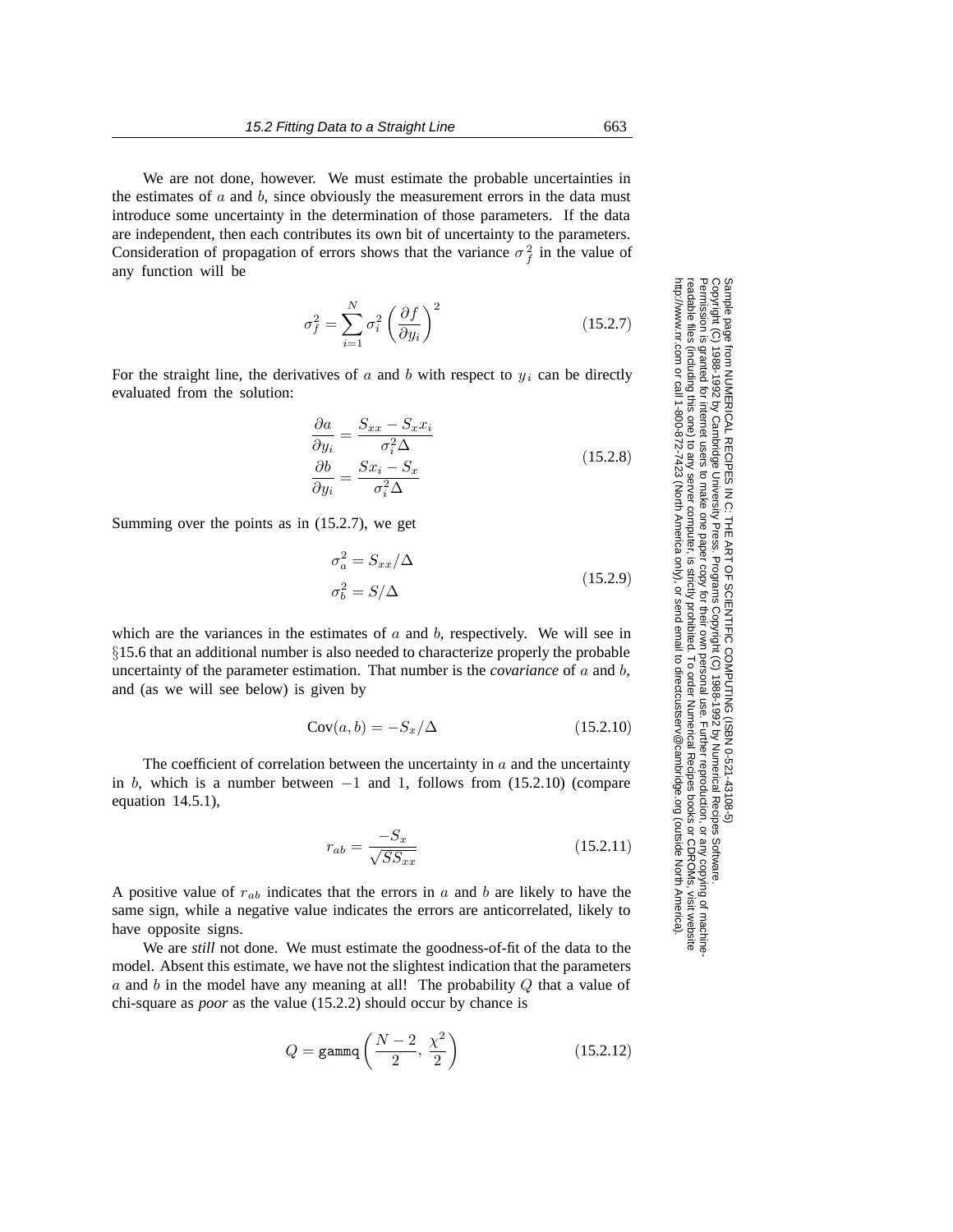We are not done, however. We must estimate the probable uncertainties in the estimates of $a$ and $b$, since obviously the measurement errors in the data must introduce some uncertainty in the determination of those parameters. If the data are independent, then each contributes its own bit of uncertainty to the parameters. Consideration of propagation of errors shows that the variance $\sigma_f^2$ in the value of any function will be

$$\sigma_f^2 = \sum_{i=1}^{N} \sigma_i^2 \left( \frac{\partial f}{\partial y_i} \right)^2 \tag{15.2.7}$$

For the straight line, the derivatives of $a$ and $b$ with respect to $y_i$ can be directly evaluated from the solution:

$$\begin{aligned} \frac{\partial a}{\partial y_i} &= \frac{S_{xx} - S_x x_i}{\sigma_i^2 \Delta} \\ \frac{\partial b}{\partial y_i} &= \frac{S x_i - S_x}{\sigma_i^2 \Delta} \end{aligned} \tag{15.2.8}$$

Summing over the points as in (15.2.7), we get

$$\begin{aligned} \sigma_a^2 &= S_{xx}/\Delta \\ \sigma_b^2 &= S/\Delta \end{aligned} \tag{15.2.9}$$

which are the variances in the estimates of $a$ and $b$, respectively. We will see in §15.6 that an additional number is also needed to characterize properly the probable uncertainty of the parameter estimation. That number is the *covariance* of $a$ and $b$, and (as we will see below) is given by

$$\text{Cov}(a, b) = -S_x/\Delta \tag{15.2.10}$$

The coefficient of correlation between the uncertainty in $a$ and the uncertainty in $b$, which is a number between $-1$ and $1$, follows from (15.2.10) (compare equation 14.5.1),

$$r_{ab} = \frac{-S_x}{\sqrt{S S_{xx}}} \tag{15.2.11}$$

A positive value of $r_{ab}$ indicates that the errors in $a$ and $b$ are likely to have the same sign, while a negative value indicates the errors are anticorrelated, likely to have opposite signs.

We are *still* not done. We must estimate the goodness-of-fit of the data to the model. Absent this estimate, we have not the slightest indication that the parameters $a$ and $b$ in the model have any meaning at all! The probability $Q$ that a value of chi-square as *poor* as the value (15.2.2) should occur by chance is

$$Q = \texttt{gammq}\left( \frac{N-2}{2}, \frac{\chi^2}{2} \right) \tag{15.2.12}$$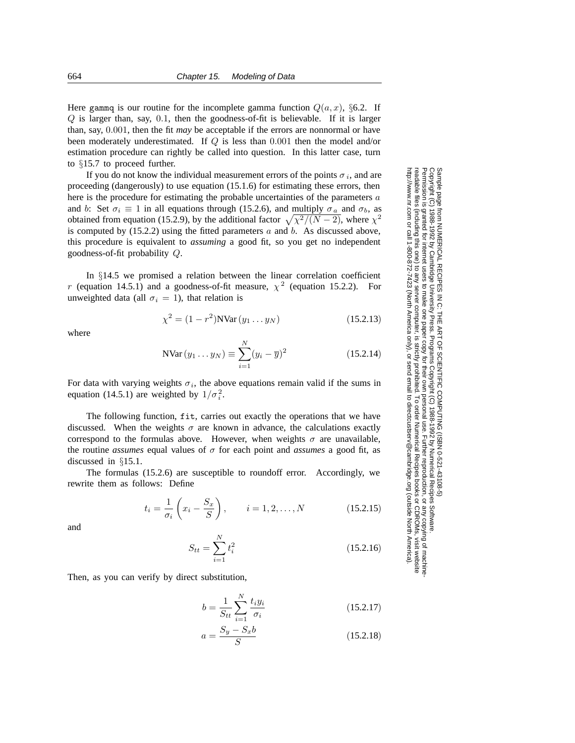Here gammq is our routine for the incomplete gamma function $Q(a, x)$, §6.2. If $Q$ is larger than, say, $0.1$, then the goodness-of-fit is believable. If it is larger than, say, $0.001$, then the fit *may* be acceptable if the errors are nonnormal or have been moderately underestimated. If $Q$ is less than $0.001$ then the model and/or estimation procedure can rightly be called into question. In this latter case, turn to §15.7 to proceed further.

If you do not know the individual measurement errors of the points $\sigma_i$, and are proceeding (dangerously) to use equation (15.1.6) for estimating these errors, then here is the procedure for estimating the probable uncertainties of the parameters $a$ and $b$: Set $\sigma_i \equiv 1$ in all equations through (15.2.6), and multiply $\sigma_a$ and $\sigma_b$, as obtained from equation (15.2.9), by the additional factor $\sqrt{\chi^2/(N-2)}$, where $\chi^2$ is computed by (15.2.2) using the fitted parameters $a$ and $b$. As discussed above, this procedure is equivalent to *assuming* a good fit, so you get no independent goodness-of-fit probability $Q$.

In §14.5 we promised a relation between the linear correlation coefficient $r$ (equation 14.5.1) and a goodness-of-fit measure, $\chi^2$ (equation 15.2.2). For unweighted data (all $\sigma_i = 1$), that relation is

$$\chi^2 = (1 - r^2)\text{NVar}\,(y_1 \dots y_N) \tag{15.2.13}$$

where

$$\text{NVar}\,(y_1 \dots y_N) \equiv \sum_{i=1}^{N} (y_i - \overline{y})^2 \tag{15.2.14}$$

For data with varying weights $\sigma_i$, the above equations remain valid if the sums in equation (14.5.1) are weighted by $1/\sigma_i^2$.

The following function, fit, carries out exactly the operations that we have discussed. When the weights $\sigma$ are known in advance, the calculations exactly correspond to the formulas above. However, when weights $\sigma$ are unavailable, the routine *assumes* equal values of $\sigma$ for each point and *assumes* a good fit, as discussed in §15.1.

The formulas (15.2.6) are susceptible to roundoff error. Accordingly, we rewrite them as follows: Define

$$t_i = \frac{1}{\sigma_i}\left(x_i - \frac{S_x}{S}\right), \qquad i = 1, 2, \dots, N \tag{15.2.15}$$

and

$$S_{tt} = \sum_{i=1}^{N} t_i^2 \tag{15.2.16}$$

Then, as you can verify by direct substitution,

$$b = \frac{1}{S_{tt}} \sum_{i=1}^{N} \frac{t_i y_i}{\sigma_i} \tag{15.2.17}$$

$$a = \frac{S_y - S_x b}{S} \tag{15.2.18}$$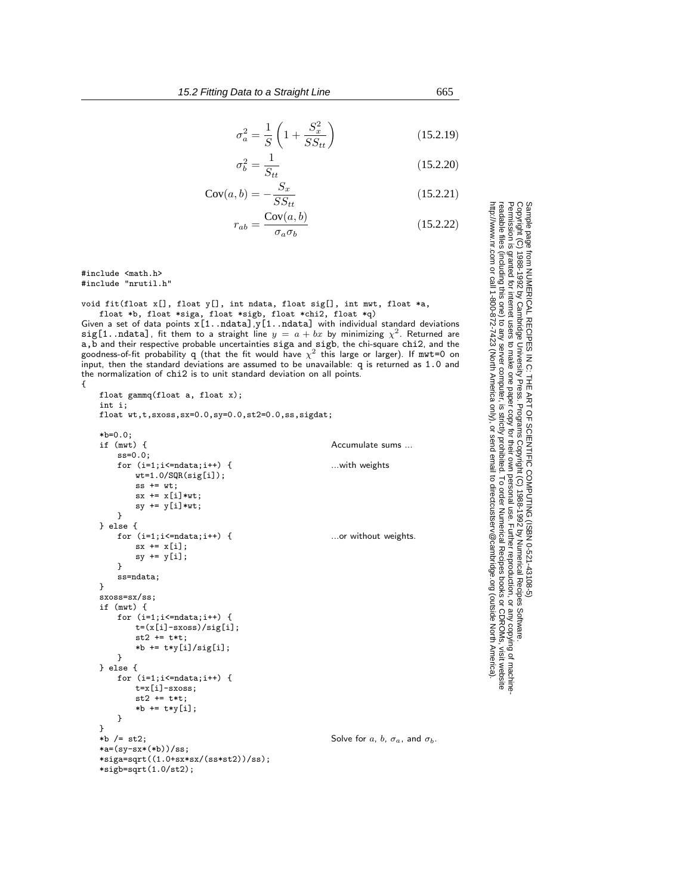$$\sigma_a^2 = \frac{1}{S}\left(1 + \frac{S_x^2}{SS_{tt}}\right) \tag{15.2.19}$$

$$\sigma_b^2 = \frac{1}{S_{tt}} \tag{15.2.20}$$

$$\text{Cov}(a, b) = -\frac{S_x}{SS_{tt}} \tag{15.2.21}$$

$$r_{ab} = \frac{\text{Cov}(a, b)}{\sigma_a \sigma_b} \tag{15.2.22}$$

```
#include <math.h>
#include "nrutil.h"

void fit(float x[], float y[], int ndata, float sig[], int mwt, float *a,
    float *b, float *siga, float *sigb, float *chi2, float *q)
```

Given a set of data points x[1..ndata],y[1..ndata] with individual standard deviations sig[1..ndata], fit them to a straight line $y = a + bx$ by minimizing $\chi^2$. Returned are a,b and their respective probable uncertainties siga and sigb, the chi-square chi2, and the goodness-of-fit probability q (that the fit would have $\chi^2$ this large or larger). If mwt=0 on input, then the standard deviations are assumed to be unavailable: q is returned as 1.0 and the normalization of chi2 is to unit standard deviation on all points.

```
{
    float gammq(float a, float x);
    int i;
    float wt,t,sxoss,sx=0.0,sy=0.0,st2=0.0,ss,sigdat;

    *b=0.0;
    if (mwt) {                                      Accumulate sums ...
        ss=0.0;
        for (i=1;i<=ndata;i++) {                    ...with weights
            wt=1.0/SQR(sig[i]);
            ss += wt;
            sx += x[i]*wt;
            sy += y[i]*wt;
        }
    } else {
        for (i=1;i<=ndata;i++) {                    ...or without weights.
            sx += x[i];
            sy += y[i];
        }
        ss=ndata;
    }
    sxoss=sx/ss;
    if (mwt) {
        for (i=1;i<=ndata;i++) {
            t=(x[i]-sxoss)/sig[i];
            st2 += t*t;
            *b += t*y[i]/sig[i];
        }
    } else {
        for (i=1;i<=ndata;i++) {
            t=x[i]-sxoss;
            st2 += t*t;
            *b += t*y[i];
        }
    }
    *b /= st2;                                      Solve for a, b, σa, and σb.
    *a=(sy-sx*(*b))/ss;
    *siga=sqrt((1.0+sx*sx/(ss*st2))/ss);
    *sigb=sqrt(1.0/st2);
```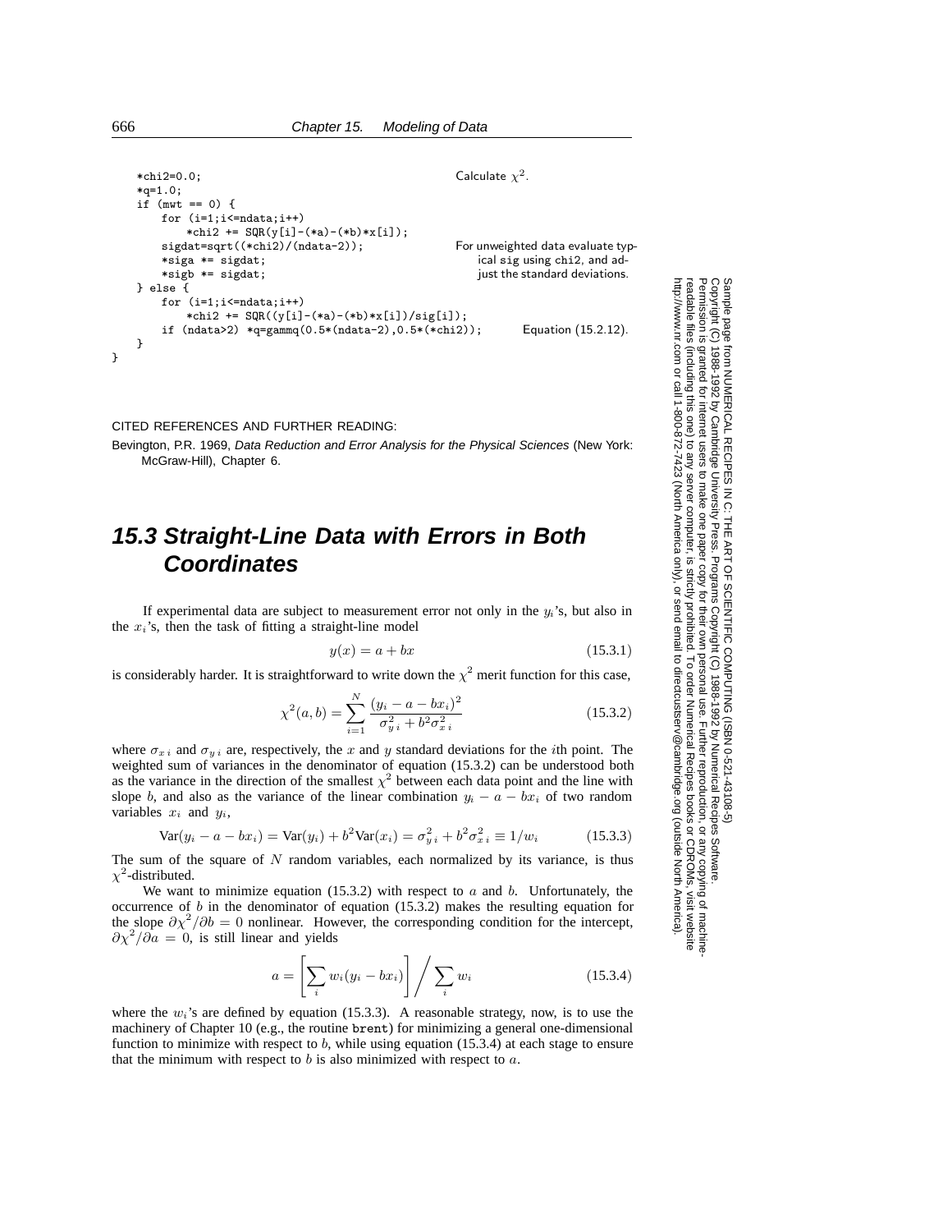```
    *chi2=0.0;                                          Calculate χ².
    *q=1.0;
    if (mwt == 0) {
        for (i=1;i<=ndata;i++)
            *chi2 += SQR(y[i]-(*a)-(*b)*x[i]);
        sigdat=sqrt((*chi2)/(ndata-2));                 For unweighted data evaluate typ-
        *siga *= sigdat;                                    ical sig using chi2, and ad-
        *sigb *= sigdat;                                    just the standard deviations.
    } else {
        for (i=1;i<=ndata;i++)
            *chi2 += SQR((y[i]-(*a)-(*b)*x[i])/sig[i]);
        if (ndata>2) *q=gammq(0.5*(ndata-2),0.5*(*chi2));       Equation (15.2.12).
    }
}
```

CITED REFERENCES AND FURTHER READING:

Bevington, P.R. 1969, *Data Reduction and Error Analysis for the Physical Sciences* (New York: McGraw-Hill), Chapter 6.

## 15.3 Straight-Line Data with Errors in Both Coordinates

If experimental data are subject to measurement error not only in the $y_i$'s, but also in the $x_i$'s, then the task of fitting a straight-line model

$$y(x) = a + bx \tag{15.3.1}$$

is considerably harder. It is straightforward to write down the $\chi^2$ merit function for this case,

$$\chi^2(a,b) = \sum_{i=1}^{N} \frac{(y_i - a - bx_i)^2}{\sigma_{y\,i}^2 + b^2\sigma_{x\,i}^2} \tag{15.3.2}$$

where $\sigma_{x\,i}$ and $\sigma_{y\,i}$ are, respectively, the $x$ and $y$ standard deviations for the $i$th point. The weighted sum of variances in the denominator of equation (15.3.2) can be understood both as the variance in the direction of the smallest $\chi^2$ between each data point and the line with slope $b$, and also as the variance of the linear combination $y_i - a - bx_i$ of two random variables $x_i$ and $y_i$,

$$\text{Var}(y_i - a - bx_i) = \text{Var}(y_i) + b^2\text{Var}(x_i) = \sigma_{y\,i}^2 + b^2\sigma_{x\,i}^2 \equiv 1/w_i \tag{15.3.3}$$

The sum of the square of $N$ random variables, each normalized by its variance, is thus $\chi^2$-distributed.

We want to minimize equation (15.3.2) with respect to $a$ and $b$. Unfortunately, the occurrence of $b$ in the denominator of equation (15.3.2) makes the resulting equation for the slope $\partial\chi^2/\partial b = 0$ nonlinear. However, the corresponding condition for the intercept, $\partial\chi^2/\partial a = 0$, is still linear and yields

$$a = \left[\sum_i w_i(y_i - bx_i)\right] \bigg/ \sum_i w_i \tag{15.3.4}$$

where the $w_i$'s are defined by equation (15.3.3). A reasonable strategy, now, is to use the machinery of Chapter 10 (e.g., the routine brent) for minimizing a general one-dimensional function to minimize with respect to $b$, while using equation (15.3.4) at each stage to ensure that the minimum with respect to $b$ is also minimized with respect to $a$.